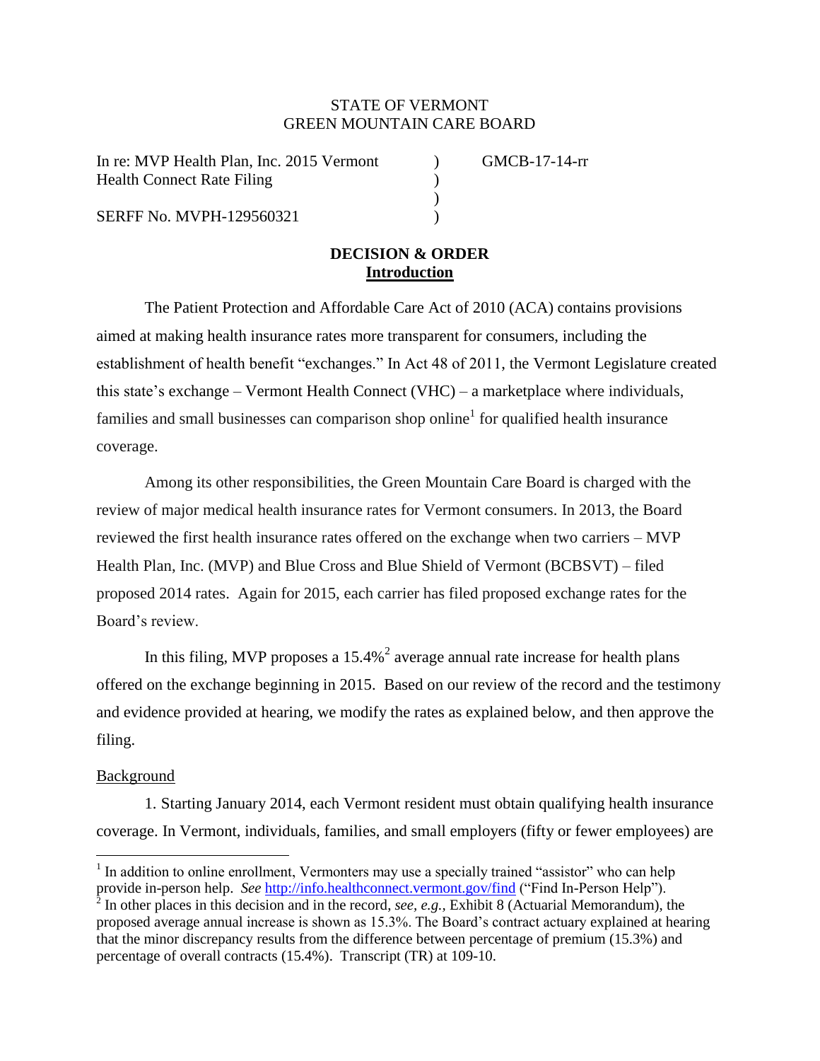STATE OF VERMONT
GREEN MOUNTAIN CARE BOARD

| | | |
|---|---|---|
| In re: MVP Health Plan, Inc. 2015 Vermont Health Connect Rate Filing | ) | GMCB-17-14-rr |
| | ) | |
| SERFF No. MVPH-129560321 | ) | |

**DECISION & ORDER**

**Introduction**

The Patient Protection and Affordable Care Act of 2010 (ACA) contains provisions aimed at making health insurance rates more transparent for consumers, including the establishment of health benefit "exchanges." In Act 48 of 2011, the Vermont Legislature created this state's exchange – Vermont Health Connect (VHC) – a marketplace where individuals, families and small businesses can comparison shop online[1] for qualified health insurance coverage.

Among its other responsibilities, the Green Mountain Care Board is charged with the review of major medical health insurance rates for Vermont consumers. In 2013, the Board reviewed the first health insurance rates offered on the exchange when two carriers – MVP Health Plan, Inc. (MVP) and Blue Cross and Blue Shield of Vermont (BCBSVT) – filed proposed 2014 rates. Again for 2015, each carrier has filed proposed exchange rates for the Board's review.

In this filing, MVP proposes a 15.4%[2] average annual rate increase for health plans offered on the exchange beginning in 2015. Based on our review of the record and the testimony and evidence provided at hearing, we modify the rates as explained below, and then approve the filing.

Background

1. Starting January 2014, each Vermont resident must obtain qualifying health insurance coverage. In Vermont, individuals, families, and small employers (fifty or fewer employees) are

---

[1] In addition to online enrollment, Vermonters may use a specially trained "assistor" who can help provide in-person help. *See* http://info.healthconnect.vermont.gov/find ("Find In-Person Help").

[2] In other places in this decision and in the record, *see, e.g.*, Exhibit 8 (Actuarial Memorandum), the proposed average annual increase is shown as 15.3%. The Board's contract actuary explained at hearing that the minor discrepancy results from the difference between percentage of premium (15.3%) and percentage of overall contracts (15.4%). Transcript (TR) at 109-10.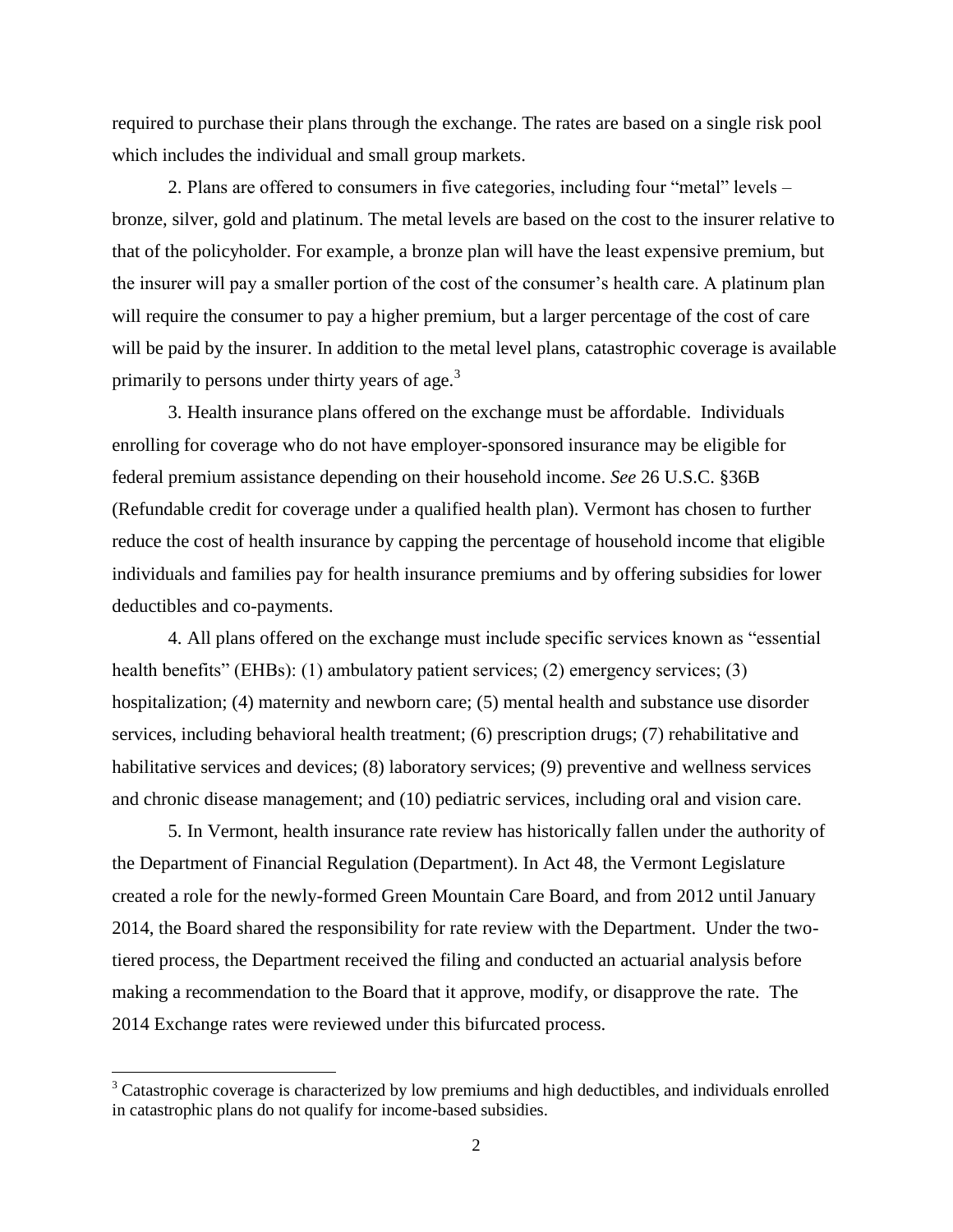required to purchase their plans through the exchange. The rates are based on a single risk pool which includes the individual and small group markets.

2. Plans are offered to consumers in five categories, including four "metal" levels – bronze, silver, gold and platinum. The metal levels are based on the cost to the insurer relative to that of the policyholder. For example, a bronze plan will have the least expensive premium, but the insurer will pay a smaller portion of the cost of the consumer's health care. A platinum plan will require the consumer to pay a higher premium, but a larger percentage of the cost of care will be paid by the insurer. In addition to the metal level plans, catastrophic coverage is available primarily to persons under thirty years of age.[3]

3. Health insurance plans offered on the exchange must be affordable. Individuals enrolling for coverage who do not have employer-sponsored insurance may be eligible for federal premium assistance depending on their household income. *See* 26 U.S.C. §36B (Refundable credit for coverage under a qualified health plan). Vermont has chosen to further reduce the cost of health insurance by capping the percentage of household income that eligible individuals and families pay for health insurance premiums and by offering subsidies for lower deductibles and co-payments.

4. All plans offered on the exchange must include specific services known as "essential health benefits" (EHBs): (1) ambulatory patient services; (2) emergency services; (3) hospitalization; (4) maternity and newborn care; (5) mental health and substance use disorder services, including behavioral health treatment; (6) prescription drugs; (7) rehabilitative and habilitative services and devices; (8) laboratory services; (9) preventive and wellness services and chronic disease management; and (10) pediatric services, including oral and vision care.

5. In Vermont, health insurance rate review has historically fallen under the authority of the Department of Financial Regulation (Department). In Act 48, the Vermont Legislature created a role for the newly-formed Green Mountain Care Board, and from 2012 until January 2014, the Board shared the responsibility for rate review with the Department. Under the two-tiered process, the Department received the filing and conducted an actuarial analysis before making a recommendation to the Board that it approve, modify, or disapprove the rate. The 2014 Exchange rates were reviewed under this bifurcated process.

---

[3] Catastrophic coverage is characterized by low premiums and high deductibles, and individuals enrolled in catastrophic plans do not qualify for income-based subsidies.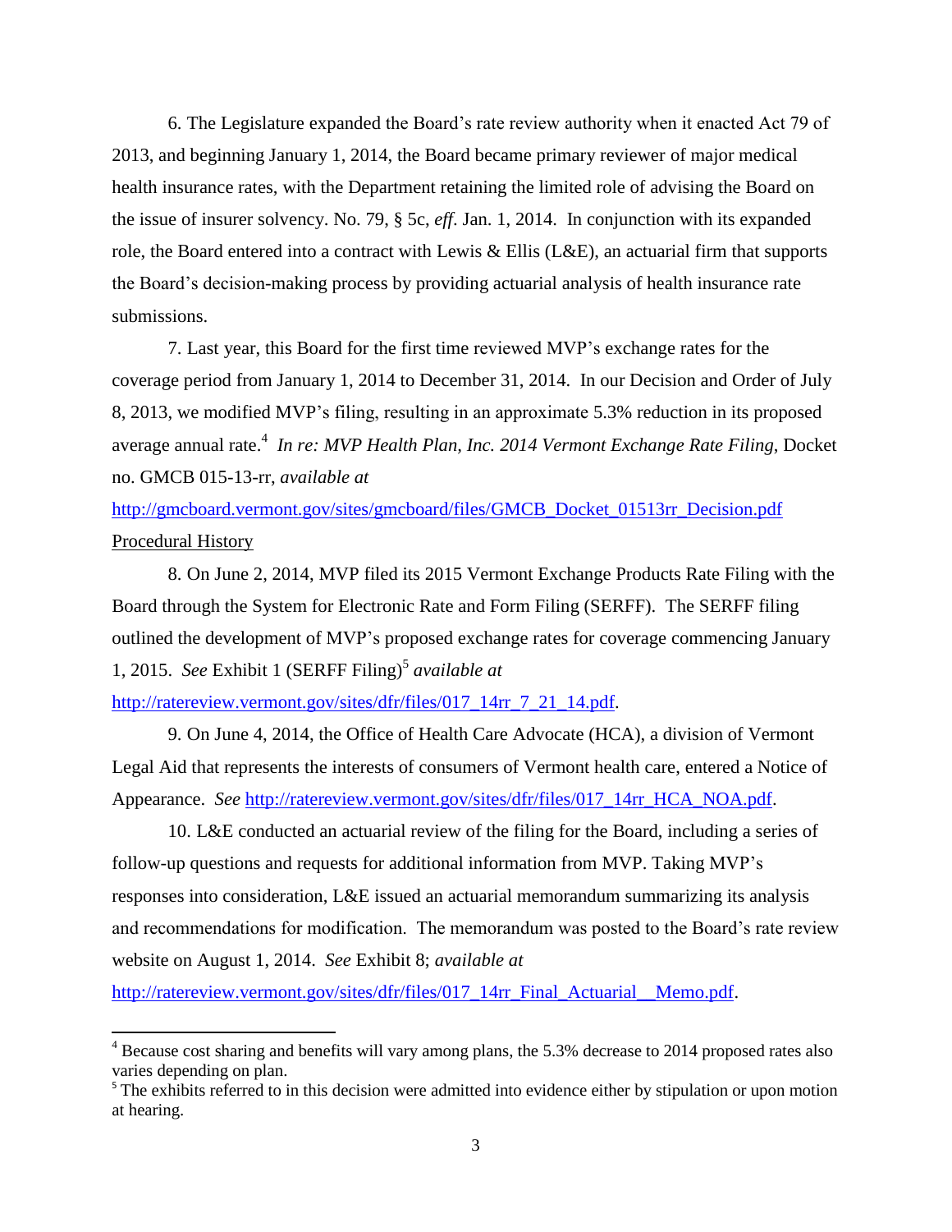6. The Legislature expanded the Board's rate review authority when it enacted Act 79 of 2013, and beginning January 1, 2014, the Board became primary reviewer of major medical health insurance rates, with the Department retaining the limited role of advising the Board on the issue of insurer solvency. No. 79, § 5c, *eff*. Jan. 1, 2014. In conjunction with its expanded role, the Board entered into a contract with Lewis & Ellis (L&E), an actuarial firm that supports the Board's decision-making process by providing actuarial analysis of health insurance rate submissions.

7. Last year, this Board for the first time reviewed MVP's exchange rates for the coverage period from January 1, 2014 to December 31, 2014. In our Decision and Order of July 8, 2013, we modified MVP's filing, resulting in an approximate 5.3% reduction in its proposed average annual rate.[4] *In re: MVP Health Plan, Inc. 2014 Vermont Exchange Rate Filing*, Docket no. GMCB 015-13-rr, *available at* http://gmcboard.vermont.gov/sites/gmcboard/files/GMCB_Docket_01513rr_Decision.pdf

<u>Procedural History</u>

8. On June 2, 2014, MVP filed its 2015 Vermont Exchange Products Rate Filing with the Board through the System for Electronic Rate and Form Filing (SERFF). The SERFF filing outlined the development of MVP's proposed exchange rates for coverage commencing January 1, 2015. *See* Exhibit 1 (SERFF Filing)[5] *available at* http://ratereview.vermont.gov/sites/dfr/files/017_14rr_7_21_14.pdf.

9. On June 4, 2014, the Office of Health Care Advocate (HCA), a division of Vermont Legal Aid that represents the interests of consumers of Vermont health care, entered a Notice of Appearance. *See* http://ratereview.vermont.gov/sites/dfr/files/017_14rr_HCA_NOA.pdf.

10. L&E conducted an actuarial review of the filing for the Board, including a series of follow-up questions and requests for additional information from MVP. Taking MVP's responses into consideration, L&E issued an actuarial memorandum summarizing its analysis and recommendations for modification. The memorandum was posted to the Board's rate review website on August 1, 2014. *See* Exhibit 8; *available at* http://ratereview.vermont.gov/sites/dfr/files/017_14rr_Final_Actuarial__Memo.pdf.

---

[4] Because cost sharing and benefits will vary among plans, the 5.3% decrease to 2014 proposed rates also varies depending on plan.

[5] The exhibits referred to in this decision were admitted into evidence either by stipulation or upon motion at hearing.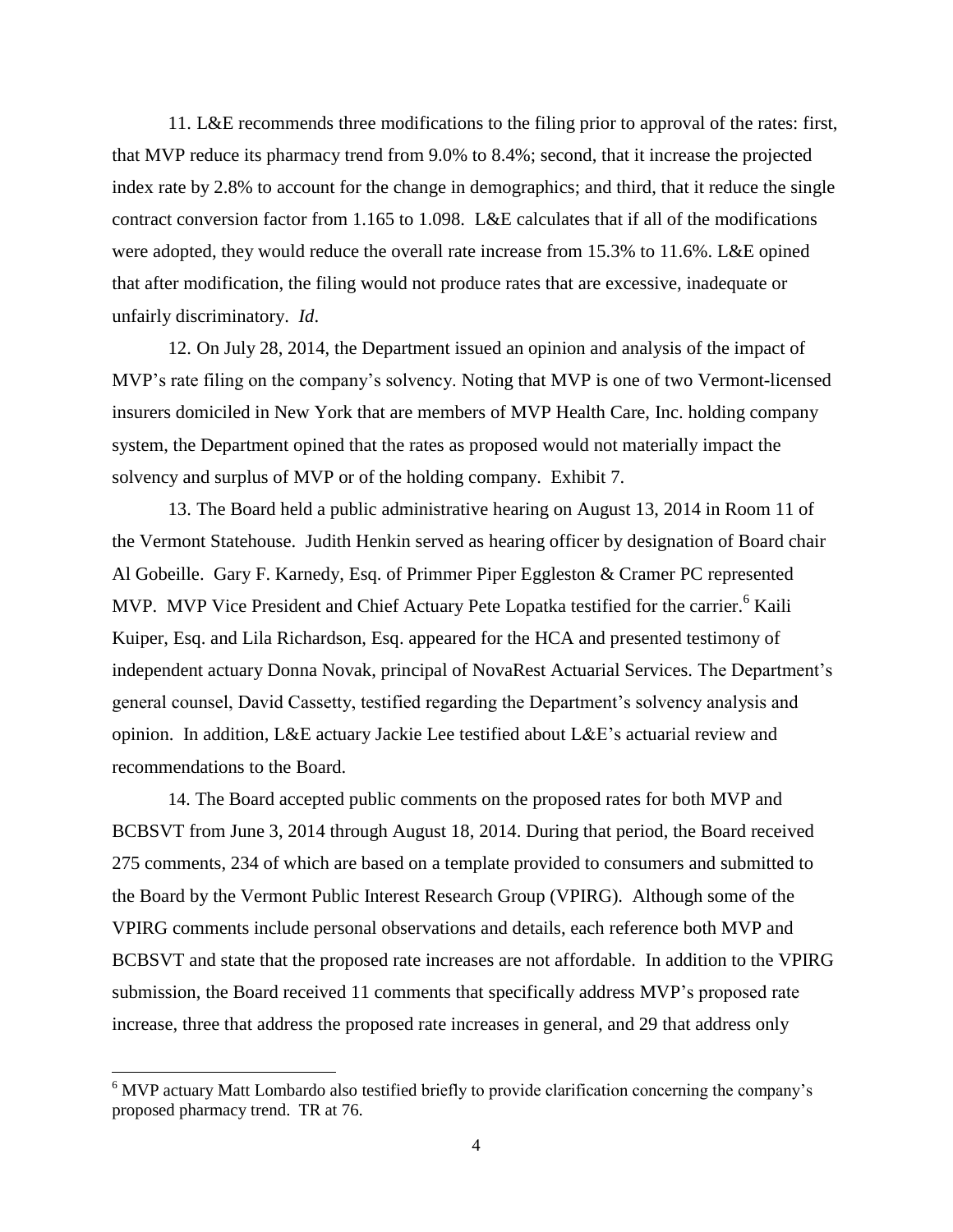11. L&E recommends three modifications to the filing prior to approval of the rates: first, that MVP reduce its pharmacy trend from 9.0% to 8.4%; second, that it increase the projected index rate by 2.8% to account for the change in demographics; and third, that it reduce the single contract conversion factor from 1.165 to 1.098. L&E calculates that if all of the modifications were adopted, they would reduce the overall rate increase from 15.3% to 11.6%. L&E opined that after modification, the filing would not produce rates that are excessive, inadequate or unfairly discriminatory. *Id*.

12. On July 28, 2014, the Department issued an opinion and analysis of the impact of MVP's rate filing on the company's solvency. Noting that MVP is one of two Vermont-licensed insurers domiciled in New York that are members of MVP Health Care, Inc. holding company system, the Department opined that the rates as proposed would not materially impact the solvency and surplus of MVP or of the holding company. Exhibit 7.

13. The Board held a public administrative hearing on August 13, 2014 in Room 11 of the Vermont Statehouse. Judith Henkin served as hearing officer by designation of Board chair Al Gobeille. Gary F. Karnedy, Esq. of Primmer Piper Eggleston & Cramer PC represented MVP. MVP Vice President and Chief Actuary Pete Lopatka testified for the carrier.[6] Kaili Kuiper, Esq. and Lila Richardson, Esq. appeared for the HCA and presented testimony of independent actuary Donna Novak, principal of NovaRest Actuarial Services. The Department's general counsel, David Cassetty, testified regarding the Department's solvency analysis and opinion. In addition, L&E actuary Jackie Lee testified about L&E's actuarial review and recommendations to the Board.

14. The Board accepted public comments on the proposed rates for both MVP and BCBSVT from June 3, 2014 through August 18, 2014. During that period, the Board received 275 comments, 234 of which are based on a template provided to consumers and submitted to the Board by the Vermont Public Interest Research Group (VPIRG). Although some of the VPIRG comments include personal observations and details, each reference both MVP and BCBSVT and state that the proposed rate increases are not affordable. In addition to the VPIRG submission, the Board received 11 comments that specifically address MVP's proposed rate increase, three that address the proposed rate increases in general, and 29 that address only

[6] MVP actuary Matt Lombardo also testified briefly to provide clarification concerning the company's proposed pharmacy trend. TR at 76.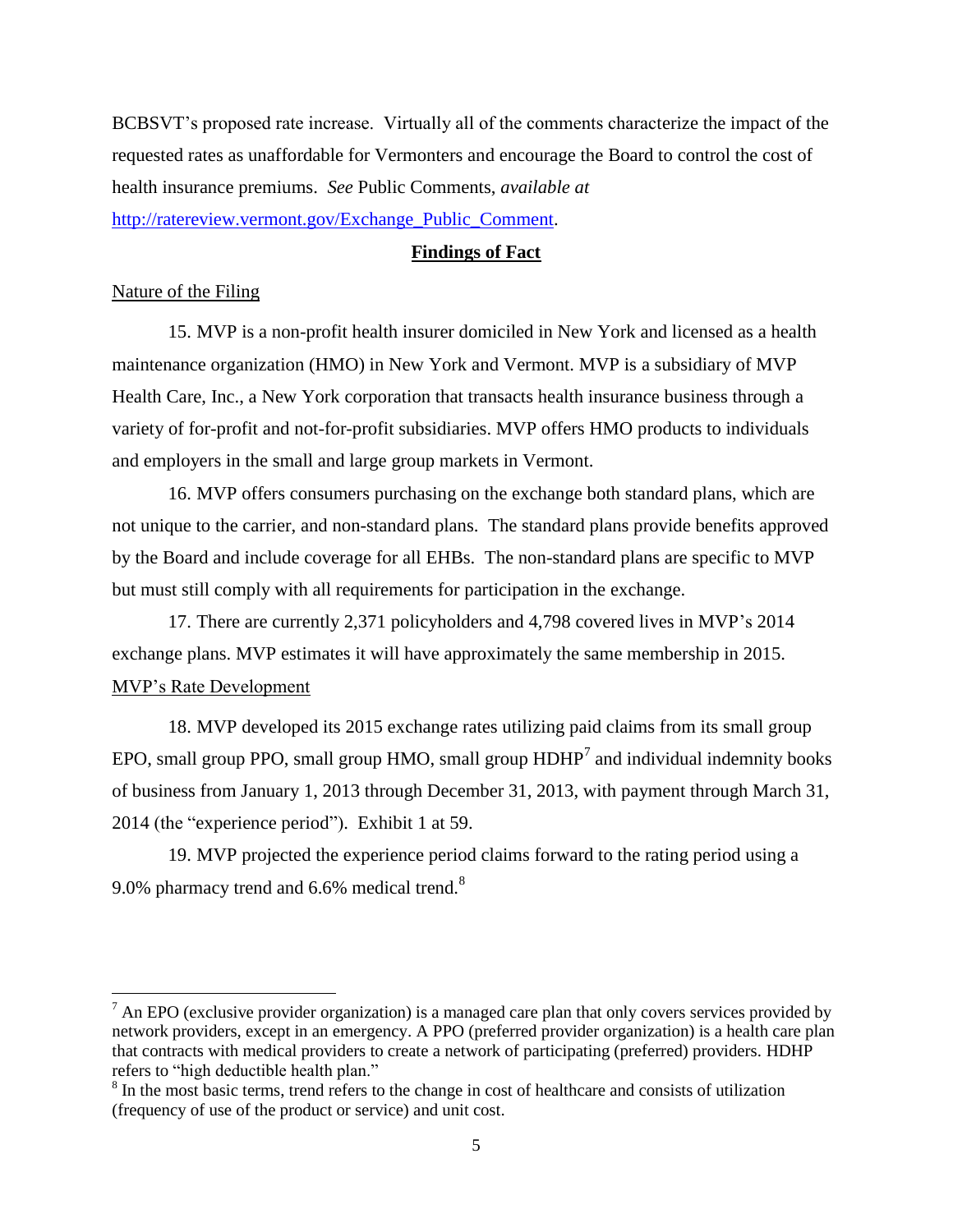BCBSVT's proposed rate increase. Virtually all of the comments characterize the impact of the requested rates as unaffordable for Vermonters and encourage the Board to control the cost of health insurance premiums. *See* Public Comments, *available at* http://ratereview.vermont.gov/Exchange_Public_Comment.

## **Findings of Fact**

Nature of the Filing

15. MVP is a non-profit health insurer domiciled in New York and licensed as a health maintenance organization (HMO) in New York and Vermont. MVP is a subsidiary of MVP Health Care, Inc., a New York corporation that transacts health insurance business through a variety of for-profit and not-for-profit subsidiaries. MVP offers HMO products to individuals and employers in the small and large group markets in Vermont.

16. MVP offers consumers purchasing on the exchange both standard plans, which are not unique to the carrier, and non-standard plans. The standard plans provide benefits approved by the Board and include coverage for all EHBs. The non-standard plans are specific to MVP but must still comply with all requirements for participation in the exchange.

17. There are currently 2,371 policyholders and 4,798 covered lives in MVP's 2014 exchange plans. MVP estimates it will have approximately the same membership in 2015.

MVP's Rate Development

18. MVP developed its 2015 exchange rates utilizing paid claims from its small group EPO, small group PPO, small group HMO, small group HDHP[7] and individual indemnity books of business from January 1, 2013 through December 31, 2013, with payment through March 31, 2014 (the "experience period"). Exhibit 1 at 59.

19. MVP projected the experience period claims forward to the rating period using a 9.0% pharmacy trend and 6.6% medical trend.[8]

---

[7] An EPO (exclusive provider organization) is a managed care plan that only covers services provided by network providers, except in an emergency. A PPO (preferred provider organization) is a health care plan that contracts with medical providers to create a network of participating (preferred) providers. HDHP refers to "high deductible health plan."

[8] In the most basic terms, trend refers to the change in cost of healthcare and consists of utilization (frequency of use of the product or service) and unit cost.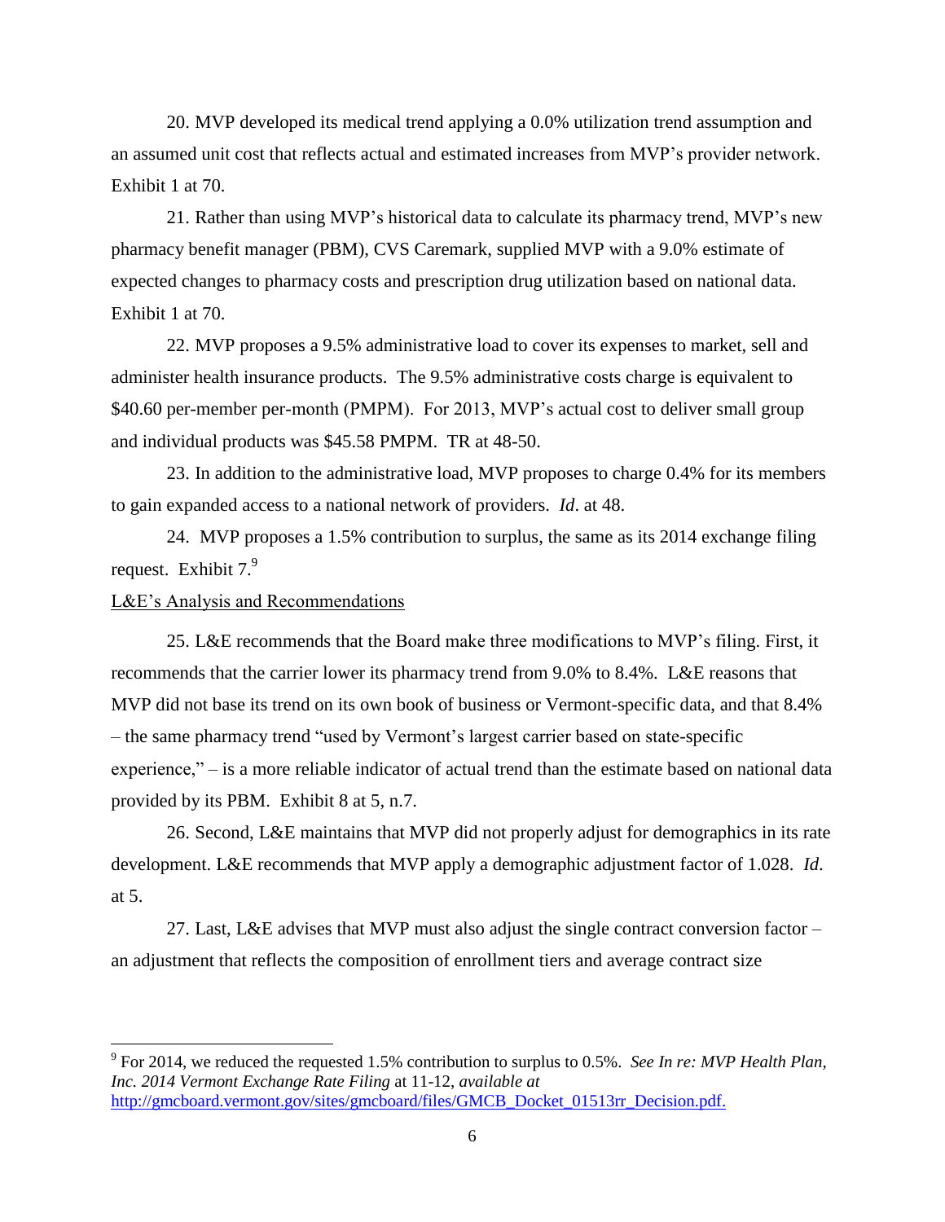20. MVP developed its medical trend applying a 0.0% utilization trend assumption and an assumed unit cost that reflects actual and estimated increases from MVP's provider network. Exhibit 1 at 70.

21. Rather than using MVP's historical data to calculate its pharmacy trend, MVP's new pharmacy benefit manager (PBM), CVS Caremark, supplied MVP with a 9.0% estimate of expected changes to pharmacy costs and prescription drug utilization based on national data. Exhibit 1 at 70.

22. MVP proposes a 9.5% administrative load to cover its expenses to market, sell and administer health insurance products. The 9.5% administrative costs charge is equivalent to $40.60 per-member per-month (PMPM). For 2013, MVP's actual cost to deliver small group and individual products was $45.58 PMPM. TR at 48-50.

23. In addition to the administrative load, MVP proposes to charge 0.4% for its members to gain expanded access to a national network of providers. *Id*. at 48.

24. MVP proposes a 1.5% contribution to surplus, the same as its 2014 exchange filing request. Exhibit 7.[9]

<u>L&E's Analysis and Recommendations</u>

25. L&E recommends that the Board make three modifications to MVP's filing. First, it recommends that the carrier lower its pharmacy trend from 9.0% to 8.4%. L&E reasons that MVP did not base its trend on its own book of business or Vermont-specific data, and that 8.4% – the same pharmacy trend "used by Vermont's largest carrier based on state-specific experience," – is a more reliable indicator of actual trend than the estimate based on national data provided by its PBM. Exhibit 8 at 5, n.7.

26. Second, L&E maintains that MVP did not properly adjust for demographics in its rate development. L&E recommends that MVP apply a demographic adjustment factor of 1.028. *Id*. at 5.

27. Last, L&E advises that MVP must also adjust the single contract conversion factor – an adjustment that reflects the composition of enrollment tiers and average contract size

---

[9] For 2014, we reduced the requested 1.5% contribution to surplus to 0.5%. *See In re: MVP Health Plan, Inc. 2014 Vermont Exchange Rate Filing* at 11-12, *available at* http://gmcboard.vermont.gov/sites/gmcboard/files/GMCB_Docket_01513rr_Decision.pdf.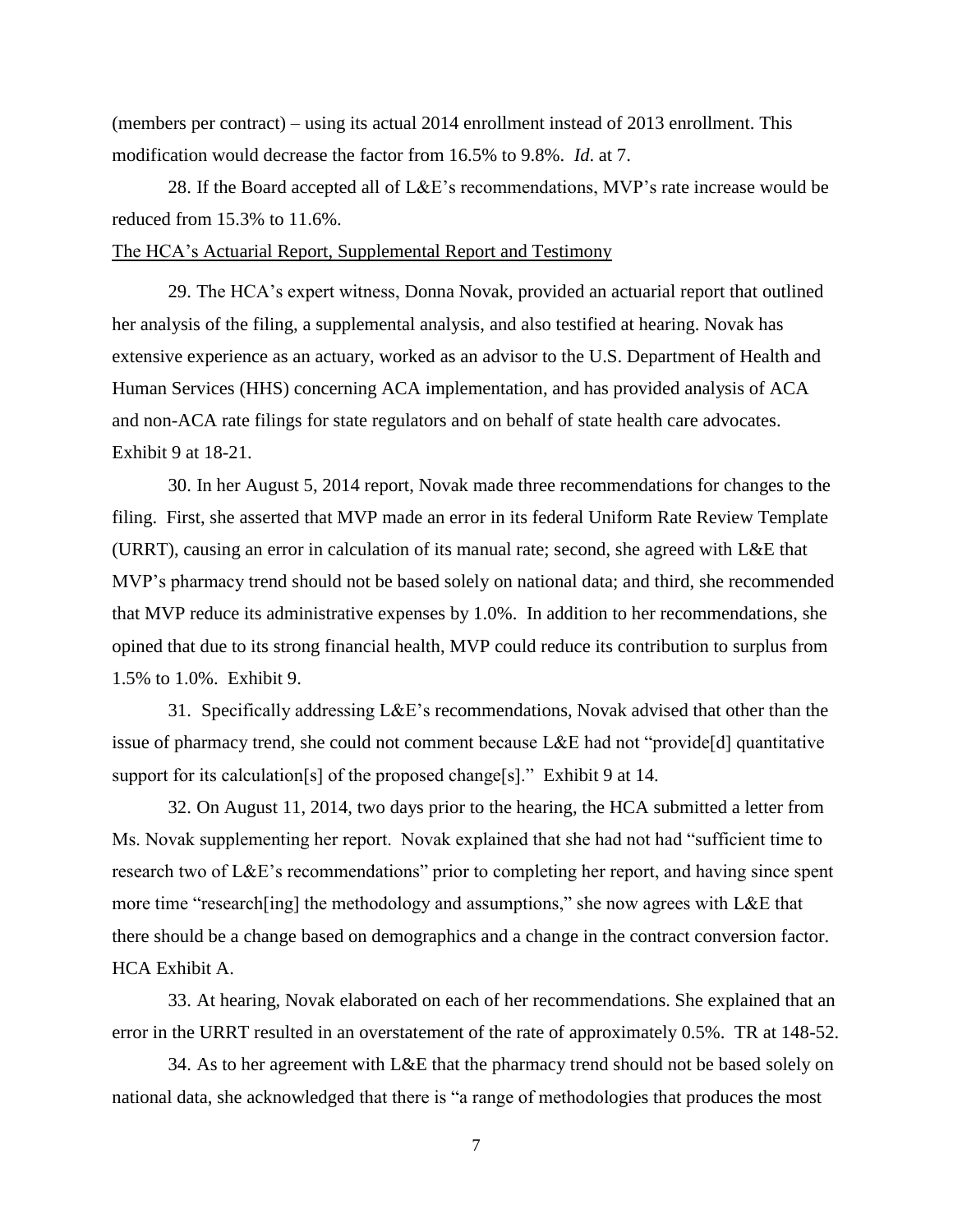(members per contract) – using its actual 2014 enrollment instead of 2013 enrollment. This modification would decrease the factor from 16.5% to 9.8%. *Id.* at 7.

28. If the Board accepted all of L&E's recommendations, MVP's rate increase would be reduced from 15.3% to 11.6%.

<u>The HCA's Actuarial Report, Supplemental Report and Testimony</u>

29. The HCA's expert witness, Donna Novak, provided an actuarial report that outlined her analysis of the filing, a supplemental analysis, and also testified at hearing. Novak has extensive experience as an actuary, worked as an advisor to the U.S. Department of Health and Human Services (HHS) concerning ACA implementation, and has provided analysis of ACA and non-ACA rate filings for state regulators and on behalf of state health care advocates. Exhibit 9 at 18-21.

30. In her August 5, 2014 report, Novak made three recommendations for changes to the filing. First, she asserted that MVP made an error in its federal Uniform Rate Review Template (URRT), causing an error in calculation of its manual rate; second, she agreed with L&E that MVP's pharmacy trend should not be based solely on national data; and third, she recommended that MVP reduce its administrative expenses by 1.0%. In addition to her recommendations, she opined that due to its strong financial health, MVP could reduce its contribution to surplus from 1.5% to 1.0%. Exhibit 9.

31. Specifically addressing L&E's recommendations, Novak advised that other than the issue of pharmacy trend, she could not comment because L&E had not "provide[d] quantitative support for its calculation[s] of the proposed change[s]." Exhibit 9 at 14.

32. On August 11, 2014, two days prior to the hearing, the HCA submitted a letter from Ms. Novak supplementing her report. Novak explained that she had not had "sufficient time to research two of L&E's recommendations" prior to completing her report, and having since spent more time "research[ing] the methodology and assumptions," she now agrees with L&E that there should be a change based on demographics and a change in the contract conversion factor. HCA Exhibit A.

33. At hearing, Novak elaborated on each of her recommendations. She explained that an error in the URRT resulted in an overstatement of the rate of approximately 0.5%. TR at 148-52.

34. As to her agreement with L&E that the pharmacy trend should not be based solely on national data, she acknowledged that there is "a range of methodologies that produces the most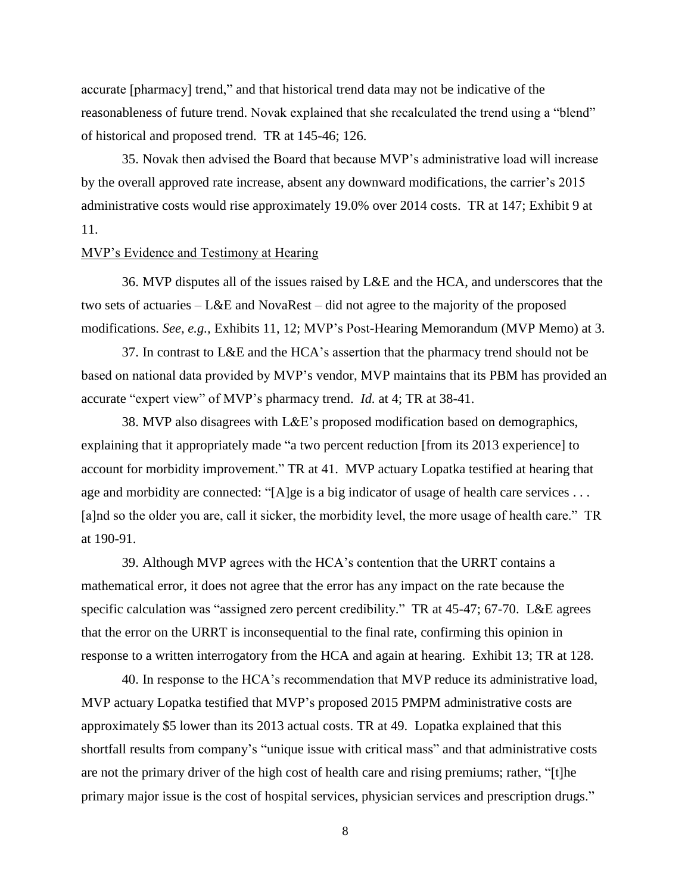accurate [pharmacy] trend," and that historical trend data may not be indicative of the reasonableness of future trend. Novak explained that she recalculated the trend using a "blend" of historical and proposed trend. TR at 145-46; 126.

35. Novak then advised the Board that because MVP's administrative load will increase by the overall approved rate increase, absent any downward modifications, the carrier's 2015 administrative costs would rise approximately 19.0% over 2014 costs. TR at 147; Exhibit 9 at 11.

<u>MVP's Evidence and Testimony at Hearing</u>

36. MVP disputes all of the issues raised by L&E and the HCA, and underscores that the two sets of actuaries – L&E and NovaRest – did not agree to the majority of the proposed modifications. *See, e.g.,* Exhibits 11, 12; MVP's Post-Hearing Memorandum (MVP Memo) at 3.

37. In contrast to L&E and the HCA's assertion that the pharmacy trend should not be based on national data provided by MVP's vendor, MVP maintains that its PBM has provided an accurate "expert view" of MVP's pharmacy trend. *Id.* at 4; TR at 38-41.

38. MVP also disagrees with L&E's proposed modification based on demographics, explaining that it appropriately made "a two percent reduction [from its 2013 experience] to account for morbidity improvement." TR at 41. MVP actuary Lopatka testified at hearing that age and morbidity are connected: "[A]ge is a big indicator of usage of health care services . . . [a]nd so the older you are, call it sicker, the morbidity level, the more usage of health care." TR at 190-91.

39. Although MVP agrees with the HCA's contention that the URRT contains a mathematical error, it does not agree that the error has any impact on the rate because the specific calculation was "assigned zero percent credibility." TR at 45-47; 67-70. L&E agrees that the error on the URRT is inconsequential to the final rate, confirming this opinion in response to a written interrogatory from the HCA and again at hearing. Exhibit 13; TR at 128.

40. In response to the HCA's recommendation that MVP reduce its administrative load, MVP actuary Lopatka testified that MVP's proposed 2015 PMPM administrative costs are approximately \$5 lower than its 2013 actual costs. TR at 49. Lopatka explained that this shortfall results from company's "unique issue with critical mass" and that administrative costs are not the primary driver of the high cost of health care and rising premiums; rather, "[t]he primary major issue is the cost of hospital services, physician services and prescription drugs."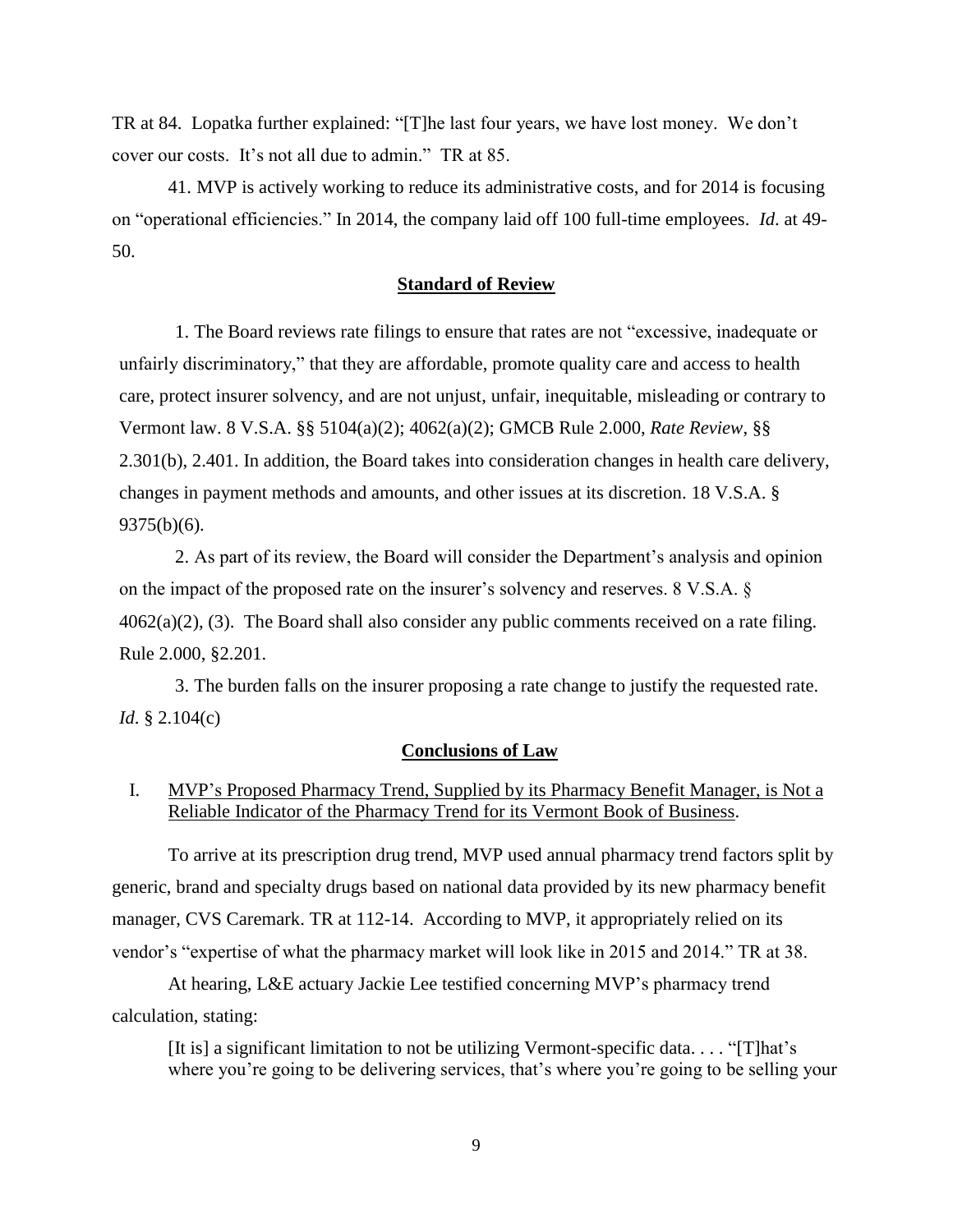TR at 84. Lopatka further explained: "[T]he last four years, we have lost money. We don't cover our costs. It's not all due to admin." TR at 85.

41. MVP is actively working to reduce its administrative costs, and for 2014 is focusing on "operational efficiencies." In 2014, the company laid off 100 full-time employees. *Id*. at 49-50.

## Standard of Review

1. The Board reviews rate filings to ensure that rates are not "excessive, inadequate or unfairly discriminatory," that they are affordable, promote quality care and access to health care, protect insurer solvency, and are not unjust, unfair, inequitable, misleading or contrary to Vermont law. 8 V.S.A. §§ 5104(a)(2); 4062(a)(2); GMCB Rule 2.000, *Rate Review*, §§ 2.301(b), 2.401. In addition, the Board takes into consideration changes in health care delivery, changes in payment methods and amounts, and other issues at its discretion. 18 V.S.A. § 9375(b)(6).

2. As part of its review, the Board will consider the Department's analysis and opinion on the impact of the proposed rate on the insurer's solvency and reserves. 8 V.S.A. § 4062(a)(2), (3). The Board shall also consider any public comments received on a rate filing. Rule 2.000, §2.201.

3. The burden falls on the insurer proposing a rate change to justify the requested rate. *Id*. § 2.104(c)

## Conclusions of Law

### I. MVP's Proposed Pharmacy Trend, Supplied by its Pharmacy Benefit Manager, is Not a Reliable Indicator of the Pharmacy Trend for its Vermont Book of Business.

To arrive at its prescription drug trend, MVP used annual pharmacy trend factors split by generic, brand and specialty drugs based on national data provided by its new pharmacy benefit manager, CVS Caremark. TR at 112-14. According to MVP, it appropriately relied on its vendor's "expertise of what the pharmacy market will look like in 2015 and 2014." TR at 38.

At hearing, L&E actuary Jackie Lee testified concerning MVP's pharmacy trend calculation, stating:

> [It is] a significant limitation to not be utilizing Vermont-specific data. . . . "[T]hat's where you're going to be delivering services, that's where you're going to be selling your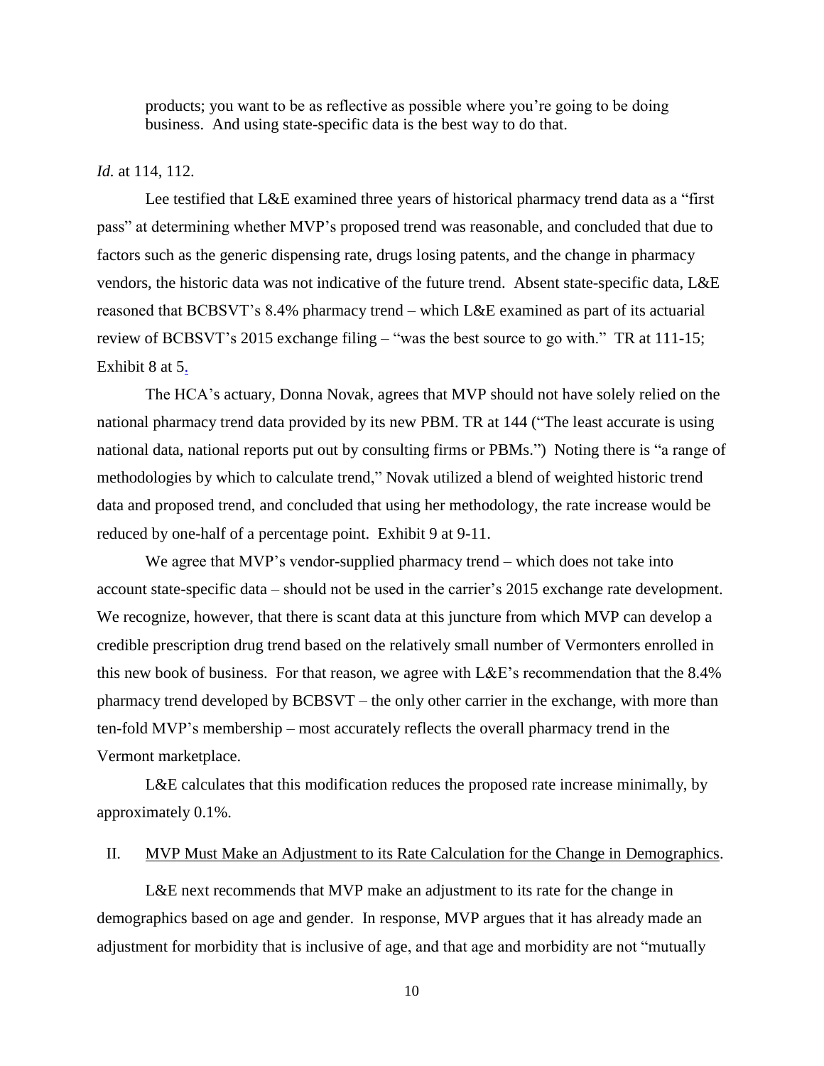products; you want to be as reflective as possible where you're going to be doing business. And using state-specific data is the best way to do that.

*Id.* at 114, 112.

Lee testified that L&E examined three years of historical pharmacy trend data as a "first pass" at determining whether MVP's proposed trend was reasonable, and concluded that due to factors such as the generic dispensing rate, drugs losing patents, and the change in pharmacy vendors, the historic data was not indicative of the future trend. Absent state-specific data, L&E reasoned that BCBSVT's 8.4% pharmacy trend – which L&E examined as part of its actuarial review of BCBSVT's 2015 exchange filing – "was the best source to go with." TR at 111-15; Exhibit 8 at 5.

The HCA's actuary, Donna Novak, agrees that MVP should not have solely relied on the national pharmacy trend data provided by its new PBM. TR at 144 ("The least accurate is using national data, national reports put out by consulting firms or PBMs.") Noting there is "a range of methodologies by which to calculate trend," Novak utilized a blend of weighted historic trend data and proposed trend, and concluded that using her methodology, the rate increase would be reduced by one-half of a percentage point. Exhibit 9 at 9-11.

We agree that MVP's vendor-supplied pharmacy trend – which does not take into account state-specific data – should not be used in the carrier's 2015 exchange rate development. We recognize, however, that there is scant data at this juncture from which MVP can develop a credible prescription drug trend based on the relatively small number of Vermonters enrolled in this new book of business. For that reason, we agree with L&E's recommendation that the 8.4% pharmacy trend developed by BCBSVT – the only other carrier in the exchange, with more than ten-fold MVP's membership – most accurately reflects the overall pharmacy trend in the Vermont marketplace.

L&E calculates that this modification reduces the proposed rate increase minimally, by approximately 0.1%.

## II. MVP Must Make an Adjustment to its Rate Calculation for the Change in Demographics.

L&E next recommends that MVP make an adjustment to its rate for the change in demographics based on age and gender. In response, MVP argues that it has already made an adjustment for morbidity that is inclusive of age, and that age and morbidity are not "mutually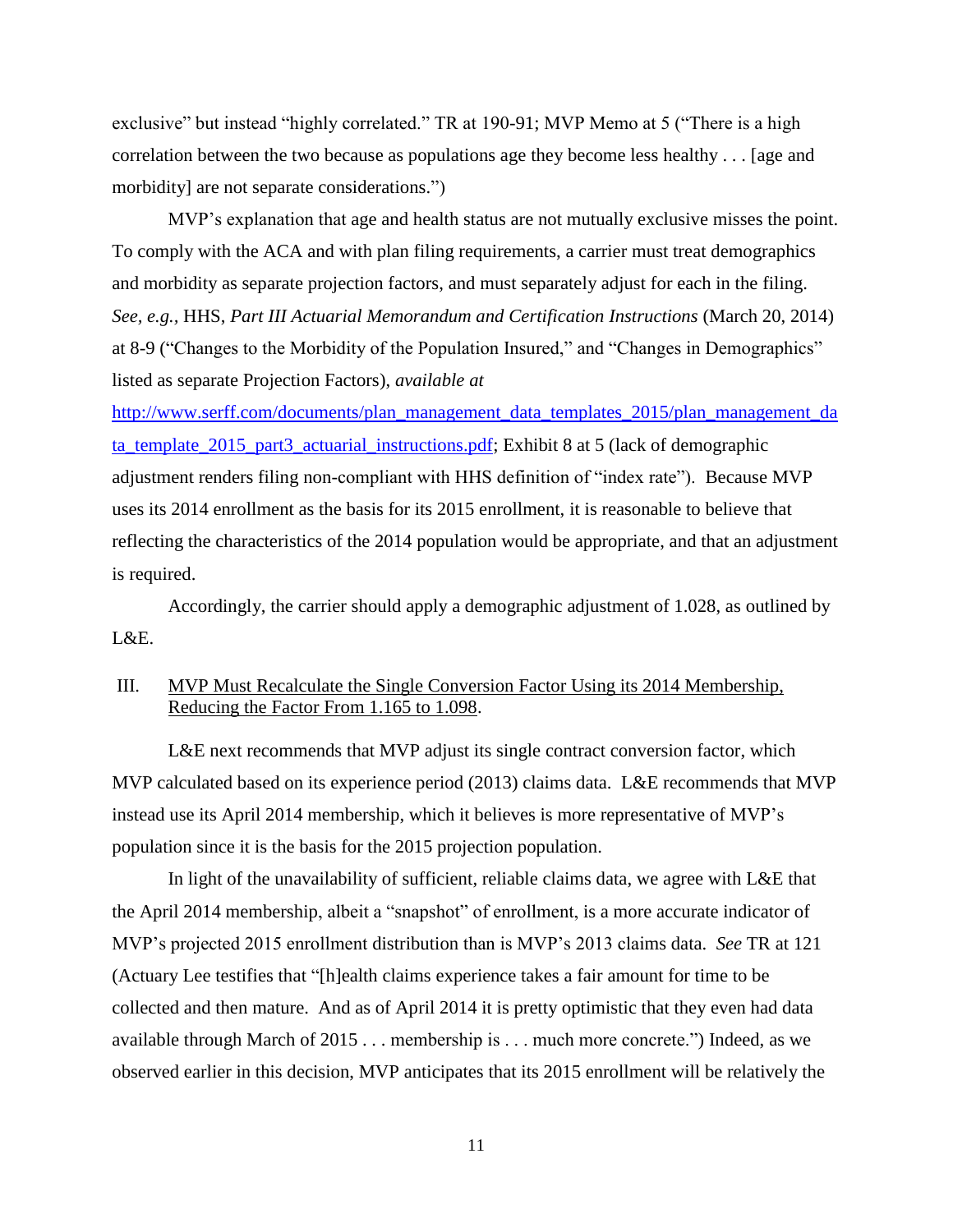exclusive" but instead "highly correlated." TR at 190-91; MVP Memo at 5 ("There is a high correlation between the two because as populations age they become less healthy . . . [age and morbidity] are not separate considerations.")

MVP's explanation that age and health status are not mutually exclusive misses the point. To comply with the ACA and with plan filing requirements, a carrier must treat demographics and morbidity as separate projection factors, and must separately adjust for each in the filing. *See, e.g.*, HHS, *Part III Actuarial Memorandum and Certification Instructions* (March 20, 2014) at 8-9 ("Changes to the Morbidity of the Population Insured," and "Changes in Demographics" listed as separate Projection Factors), *available at* http://www.serff.com/documents/plan_management_data_templates_2015/plan_management_data_template_2015_part3_actuarial_instructions.pdf; Exhibit 8 at 5 (lack of demographic adjustment renders filing non-compliant with HHS definition of "index rate"). Because MVP uses its 2014 enrollment as the basis for its 2015 enrollment, it is reasonable to believe that reflecting the characteristics of the 2014 population would be appropriate, and that an adjustment is required.

Accordingly, the carrier should apply a demographic adjustment of 1.028, as outlined by L&E.

## III. MVP Must Recalculate the Single Conversion Factor Using its 2014 Membership, Reducing the Factor From 1.165 to 1.098.

L&E next recommends that MVP adjust its single contract conversion factor, which MVP calculated based on its experience period (2013) claims data. L&E recommends that MVP instead use its April 2014 membership, which it believes is more representative of MVP's population since it is the basis for the 2015 projection population.

In light of the unavailability of sufficient, reliable claims data, we agree with L&E that the April 2014 membership, albeit a "snapshot" of enrollment, is a more accurate indicator of MVP's projected 2015 enrollment distribution than is MVP's 2013 claims data. *See* TR at 121 (Actuary Lee testifies that "[h]ealth claims experience takes a fair amount for time to be collected and then mature. And as of April 2014 it is pretty optimistic that they even had data available through March of 2015 . . . membership is . . . much more concrete.") Indeed, as we observed earlier in this decision, MVP anticipates that its 2015 enrollment will be relatively the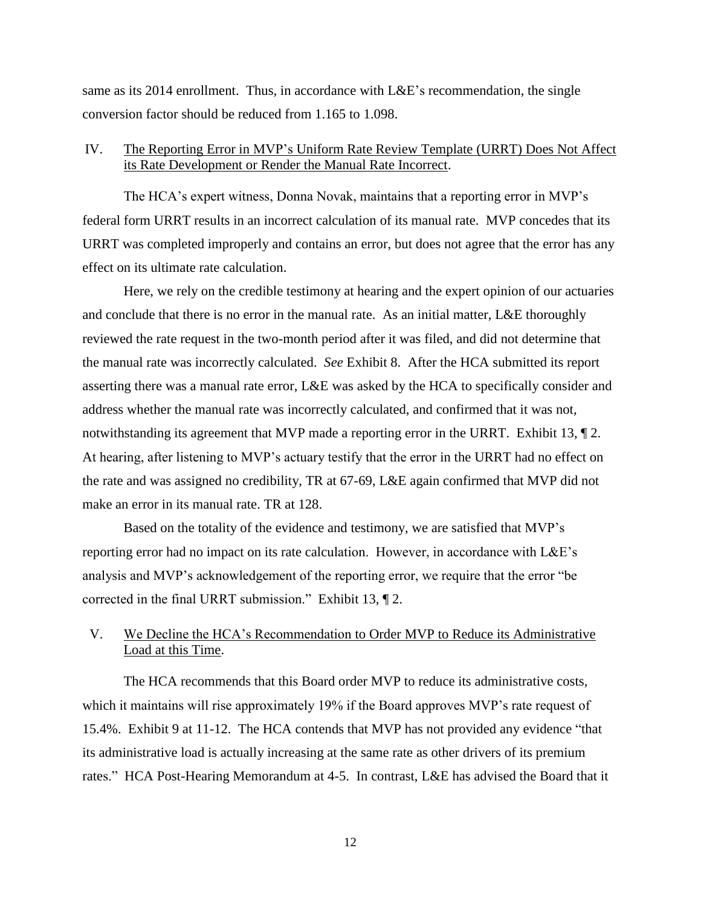same as its 2014 enrollment. Thus, in accordance with L&E's recommendation, the single conversion factor should be reduced from 1.165 to 1.098.

## IV. The Reporting Error in MVP's Uniform Rate Review Template (URRT) Does Not Affect its Rate Development or Render the Manual Rate Incorrect.

The HCA's expert witness, Donna Novak, maintains that a reporting error in MVP's federal form URRT results in an incorrect calculation of its manual rate. MVP concedes that its URRT was completed improperly and contains an error, but does not agree that the error has any effect on its ultimate rate calculation.

Here, we rely on the credible testimony at hearing and the expert opinion of our actuaries and conclude that there is no error in the manual rate. As an initial matter, L&E thoroughly reviewed the rate request in the two-month period after it was filed, and did not determine that the manual rate was incorrectly calculated. *See* Exhibit 8. After the HCA submitted its report asserting there was a manual rate error, L&E was asked by the HCA to specifically consider and address whether the manual rate was incorrectly calculated, and confirmed that it was not, notwithstanding its agreement that MVP made a reporting error in the URRT. Exhibit 13, ¶ 2. At hearing, after listening to MVP's actuary testify that the error in the URRT had no effect on the rate and was assigned no credibility, TR at 67-69, L&E again confirmed that MVP did not make an error in its manual rate. TR at 128.

Based on the totality of the evidence and testimony, we are satisfied that MVP's reporting error had no impact on its rate calculation. However, in accordance with L&E's analysis and MVP's acknowledgement of the reporting error, we require that the error "be corrected in the final URRT submission." Exhibit 13, ¶ 2.

## V. We Decline the HCA's Recommendation to Order MVP to Reduce its Administrative Load at this Time.

The HCA recommends that this Board order MVP to reduce its administrative costs, which it maintains will rise approximately 19% if the Board approves MVP's rate request of 15.4%. Exhibit 9 at 11-12. The HCA contends that MVP has not provided any evidence "that its administrative load is actually increasing at the same rate as other drivers of its premium rates." HCA Post-Hearing Memorandum at 4-5. In contrast, L&E has advised the Board that it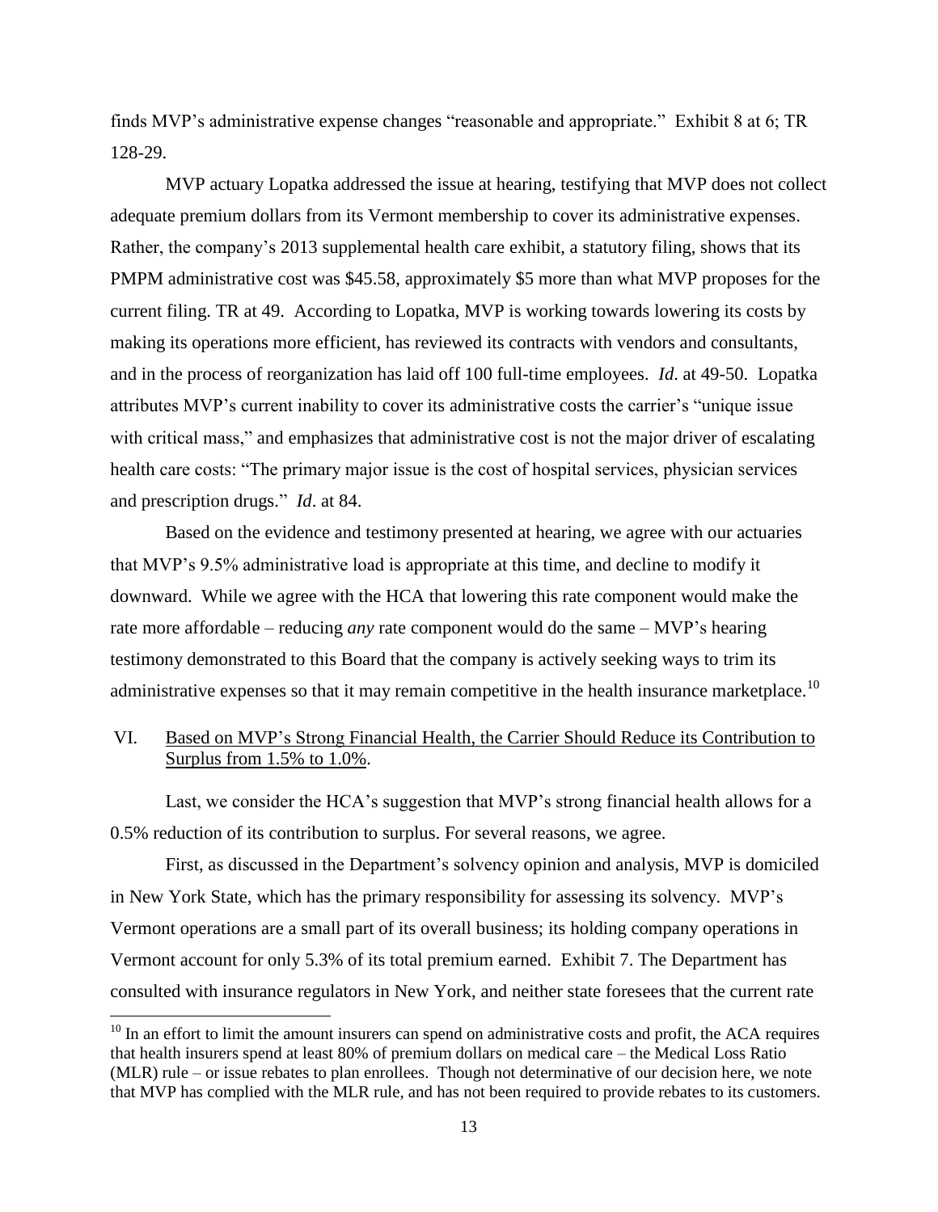finds MVP's administrative expense changes "reasonable and appropriate." Exhibit 8 at 6; TR 128-29.

MVP actuary Lopatka addressed the issue at hearing, testifying that MVP does not collect adequate premium dollars from its Vermont membership to cover its administrative expenses. Rather, the company's 2013 supplemental health care exhibit, a statutory filing, shows that its PMPM administrative cost was $45.58, approximately $5 more than what MVP proposes for the current filing. TR at 49. According to Lopatka, MVP is working towards lowering its costs by making its operations more efficient, has reviewed its contracts with vendors and consultants, and in the process of reorganization has laid off 100 full-time employees. *Id*. at 49-50. Lopatka attributes MVP's current inability to cover its administrative costs the carrier's "unique issue with critical mass," and emphasizes that administrative cost is not the major driver of escalating health care costs: "The primary major issue is the cost of hospital services, physician services and prescription drugs." *Id*. at 84.

Based on the evidence and testimony presented at hearing, we agree with our actuaries that MVP's 9.5% administrative load is appropriate at this time, and decline to modify it downward. While we agree with the HCA that lowering this rate component would make the rate more affordable – reducing *any* rate component would do the same – MVP's hearing testimony demonstrated to this Board that the company is actively seeking ways to trim its administrative expenses so that it may remain competitive in the health insurance marketplace.[10]

## VI. Based on MVP's Strong Financial Health, the Carrier Should Reduce its Contribution to Surplus from 1.5% to 1.0%.

Last, we consider the HCA's suggestion that MVP's strong financial health allows for a 0.5% reduction of its contribution to surplus. For several reasons, we agree.

First, as discussed in the Department's solvency opinion and analysis, MVP is domiciled in New York State, which has the primary responsibility for assessing its solvency. MVP's Vermont operations are a small part of its overall business; its holding company operations in Vermont account for only 5.3% of its total premium earned. Exhibit 7. The Department has consulted with insurance regulators in New York, and neither state foresees that the current rate

---

[10] In an effort to limit the amount insurers can spend on administrative costs and profit, the ACA requires that health insurers spend at least 80% of premium dollars on medical care – the Medical Loss Ratio (MLR) rule – or issue rebates to plan enrollees. Though not determinative of our decision here, we note that MVP has complied with the MLR rule, and has not been required to provide rebates to its customers.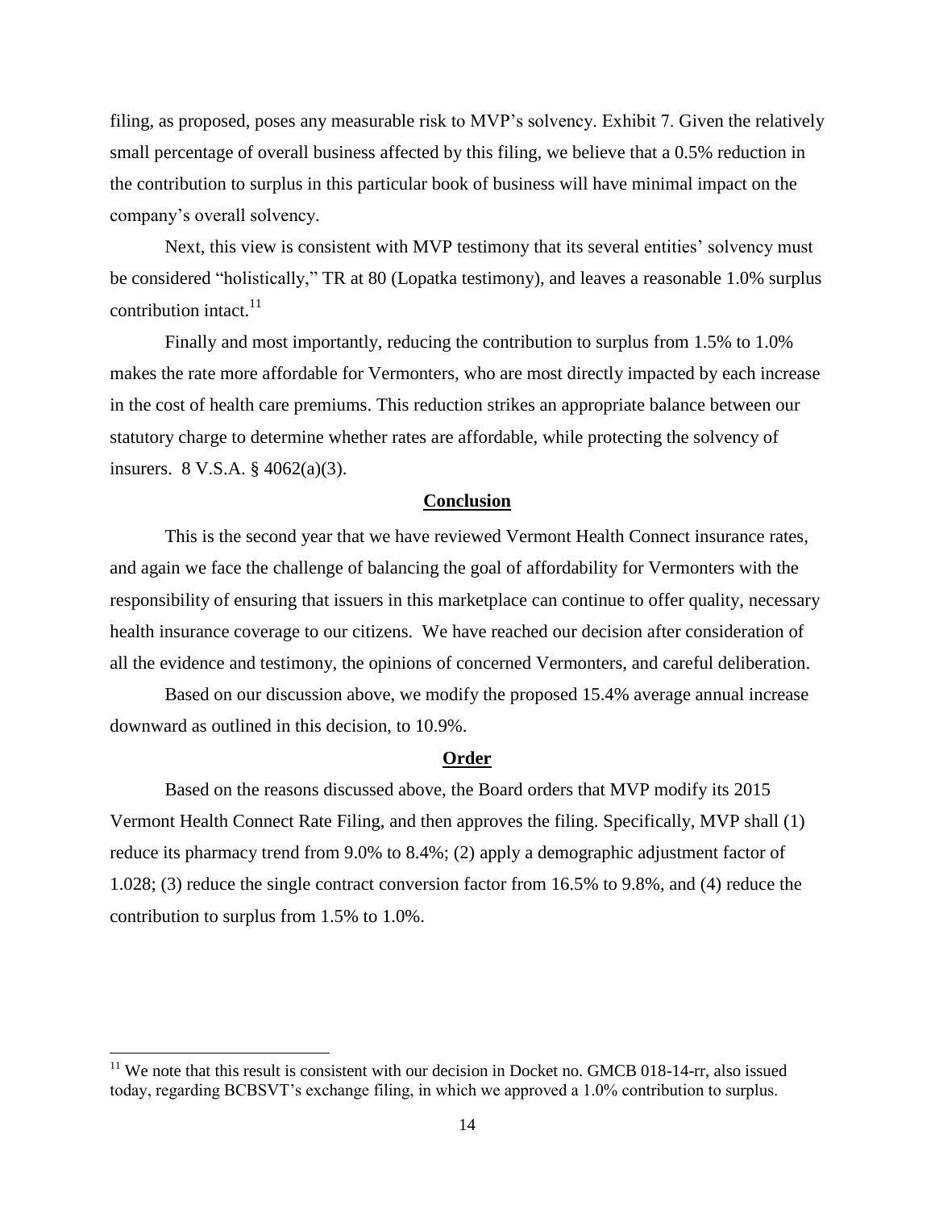filing, as proposed, poses any measurable risk to MVP's solvency. Exhibit 7. Given the relatively small percentage of overall business affected by this filing, we believe that a 0.5% reduction in the contribution to surplus in this particular book of business will have minimal impact on the company's overall solvency.

Next, this view is consistent with MVP testimony that its several entities' solvency must be considered "holistically," TR at 80 (Lopatka testimony), and leaves a reasonable 1.0% surplus contribution intact.[11]

Finally and most importantly, reducing the contribution to surplus from 1.5% to 1.0% makes the rate more affordable for Vermonters, who are most directly impacted by each increase in the cost of health care premiums. This reduction strikes an appropriate balance between our statutory charge to determine whether rates are affordable, while protecting the solvency of insurers. 8 V.S.A. § 4062(a)(3).

## Conclusion

This is the second year that we have reviewed Vermont Health Connect insurance rates, and again we face the challenge of balancing the goal of affordability for Vermonters with the responsibility of ensuring that issuers in this marketplace can continue to offer quality, necessary health insurance coverage to our citizens. We have reached our decision after consideration of all the evidence and testimony, the opinions of concerned Vermonters, and careful deliberation.

Based on our discussion above, we modify the proposed 15.4% average annual increase downward as outlined in this decision, to 10.9%.

## Order

Based on the reasons discussed above, the Board orders that MVP modify its 2015 Vermont Health Connect Rate Filing, and then approves the filing. Specifically, MVP shall (1) reduce its pharmacy trend from 9.0% to 8.4%; (2) apply a demographic adjustment factor of 1.028; (3) reduce the single contract conversion factor from 16.5% to 9.8%, and (4) reduce the contribution to surplus from 1.5% to 1.0%.

---

[11] We note that this result is consistent with our decision in Docket no. GMCB 018-14-rr, also issued today, regarding BCBSVT's exchange filing, in which we approved a 1.0% contribution to surplus.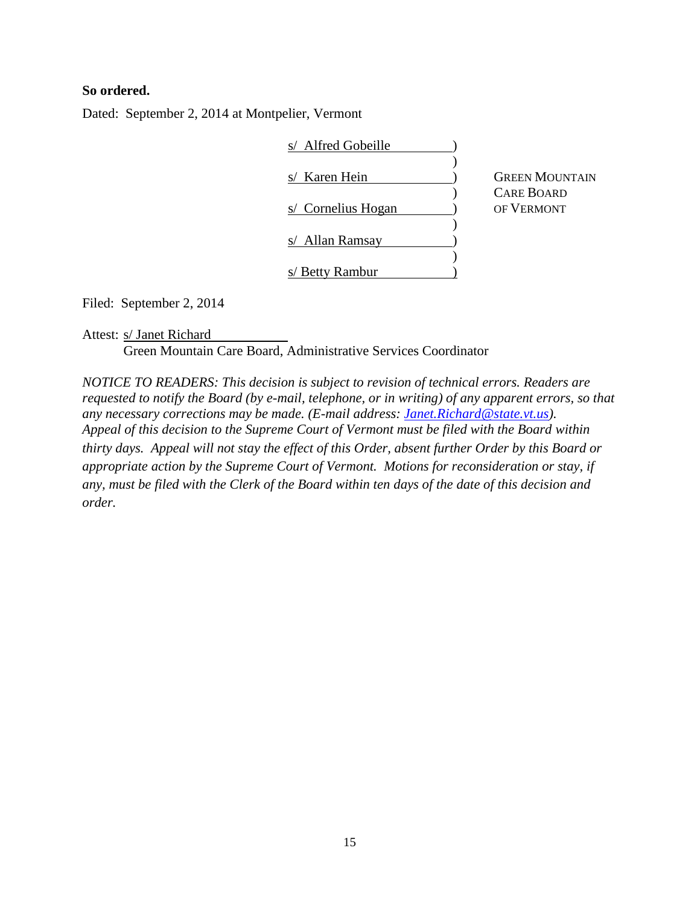**So ordered.**

Dated: September 2, 2014 at Montpelier, Vermont

s/ Alfred Gobeille )
)
s/ Karen Hein ) GREEN MOUNTAIN
) CARE BOARD
s/ Cornelius Hogan ) OF VERMONT
)
s/ Allan Ramsay )
)
s/ Betty Rambur )

Filed: September 2, 2014

Attest: s/ Janet Richard
Green Mountain Care Board, Administrative Services Coordinator

*NOTICE TO READERS: This decision is subject to revision of technical errors. Readers are requested to notify the Board (by e-mail, telephone, or in writing) of any apparent errors, so that any necessary corrections may be made. (E-mail address: Janet.Richard@state.vt.us). Appeal of this decision to the Supreme Court of Vermont must be filed with the Board within thirty days. Appeal will not stay the effect of this Order, absent further Order by this Board or appropriate action by the Supreme Court of Vermont. Motions for reconsideration or stay, if any, must be filed with the Clerk of the Board within ten days of the date of this decision and order.*